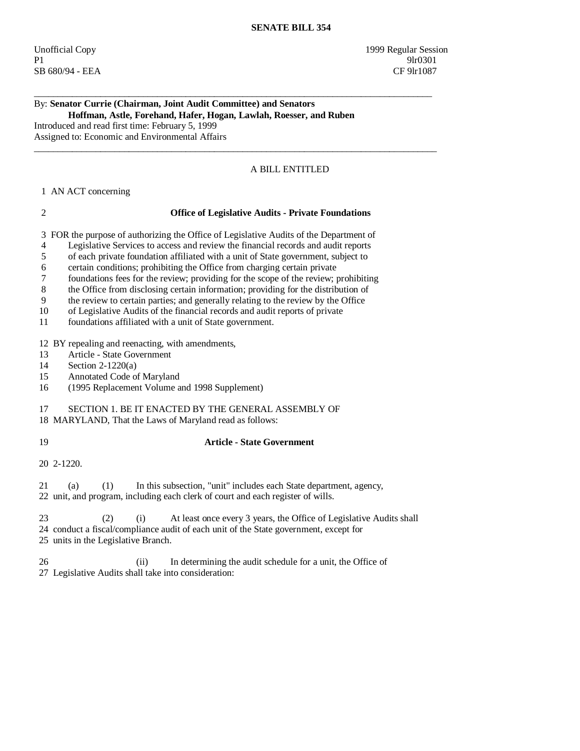**SENATE BILL 354**

Unofficial Copy 1999 Regular Session
P1 9lr0301
SB 680/94 - EEA CF 9lr1087

---

By: **Senator Currie (Chairman, Joint Audit Committee) and Senators Hoffman, Astle, Forehand, Hafer, Hogan, Lawlah, Roesser, and Ruben**
Introduced and read first time: February 5, 1999
Assigned to: Economic and Environmental Affairs

---

A BILL ENTITLED

1 AN ACT concerning

2 **Office of Legislative Audits - Private Foundations**

3 FOR the purpose of authorizing the Office of Legislative Audits of the Department of
4 Legislative Services to access and review the financial records and audit reports
5 of each private foundation affiliated with a unit of State government, subject to
6 certain conditions; prohibiting the Office from charging certain private
7 foundations fees for the review; providing for the scope of the review; prohibiting
8 the Office from disclosing certain information; providing for the distribution of
9 the review to certain parties; and generally relating to the review by the Office
10 of Legislative Audits of the financial records and audit reports of private
11 foundations affiliated with a unit of State government.

12 BY repealing and reenacting, with amendments,
13 Article - State Government
14 Section 2-1220(a)
15 Annotated Code of Maryland
16 (1995 Replacement Volume and 1998 Supplement)

17 SECTION 1. BE IT ENACTED BY THE GENERAL ASSEMBLY OF
18 MARYLAND, That the Laws of Maryland read as follows:

19 **Article - State Government**

20 2-1220.

21 (a) (1) In this subsection, "unit" includes each State department, agency,
22 unit, and program, including each clerk of court and each register of wills.

23 (2) (i) At least once every 3 years, the Office of Legislative Audits shall
24 conduct a fiscal/compliance audit of each unit of the State government, except for
25 units in the Legislative Branch.

26 (ii) In determining the audit schedule for a unit, the Office of
27 Legislative Audits shall take into consideration: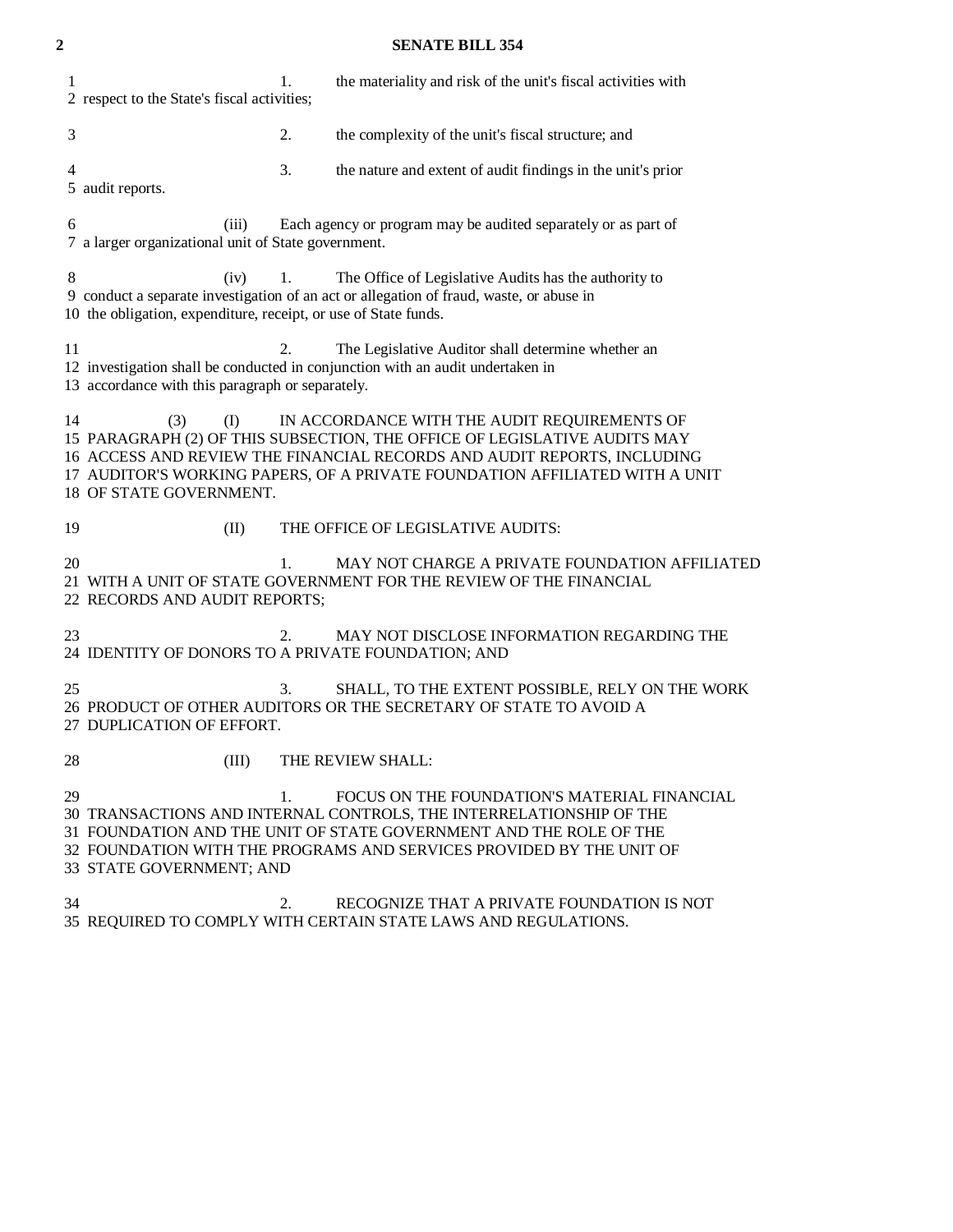1. the materiality and risk of the unit's fiscal activities with respect to the State's fiscal activities;

2. the complexity of the unit's fiscal structure; and

3. the nature and extent of audit findings in the unit's prior audit reports.

(iii) Each agency or program may be audited separately or as part of a larger organizational unit of State government.

(iv) 1. The Office of Legislative Audits has the authority to conduct a separate investigation of an act or allegation of fraud, waste, or abuse in the obligation, expenditure, receipt, or use of State funds.

2. The Legislative Auditor shall determine whether an investigation shall be conducted in conjunction with an audit undertaken in accordance with this paragraph or separately.

(3) (I) IN ACCORDANCE WITH THE AUDIT REQUIREMENTS OF PARAGRAPH (2) OF THIS SUBSECTION, THE OFFICE OF LEGISLATIVE AUDITS MAY ACCESS AND REVIEW THE FINANCIAL RECORDS AND AUDIT REPORTS, INCLUDING AUDITOR'S WORKING PAPERS, OF A PRIVATE FOUNDATION AFFILIATED WITH A UNIT OF STATE GOVERNMENT.

(II) THE OFFICE OF LEGISLATIVE AUDITS:

1. MAY NOT CHARGE A PRIVATE FOUNDATION AFFILIATED WITH A UNIT OF STATE GOVERNMENT FOR THE REVIEW OF THE FINANCIAL RECORDS AND AUDIT REPORTS;

2. MAY NOT DISCLOSE INFORMATION REGARDING THE IDENTITY OF DONORS TO A PRIVATE FOUNDATION; AND

3. SHALL, TO THE EXTENT POSSIBLE, RELY ON THE WORK PRODUCT OF OTHER AUDITORS OR THE SECRETARY OF STATE TO AVOID A DUPLICATION OF EFFORT.

(III) THE REVIEW SHALL:

1. FOCUS ON THE FOUNDATION'S MATERIAL FINANCIAL TRANSACTIONS AND INTERNAL CONTROLS, THE INTERRELATIONSHIP OF THE FOUNDATION AND THE UNIT OF STATE GOVERNMENT AND THE ROLE OF THE FOUNDATION WITH THE PROGRAMS AND SERVICES PROVIDED BY THE UNIT OF STATE GOVERNMENT; AND

2. RECOGNIZE THAT A PRIVATE FOUNDATION IS NOT REQUIRED TO COMPLY WITH CERTAIN STATE LAWS AND REGULATIONS.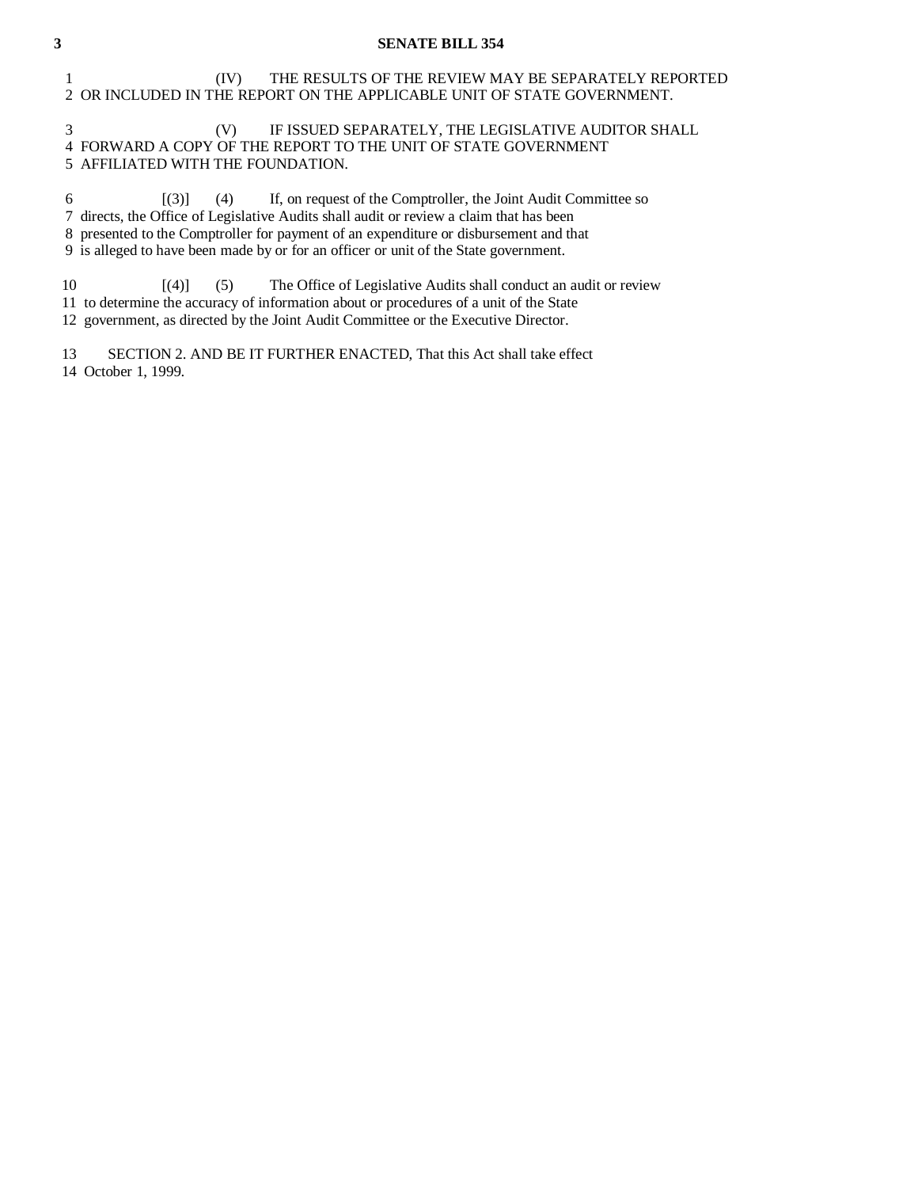(IV) THE RESULTS OF THE REVIEW MAY BE SEPARATELY REPORTED OR INCLUDED IN THE REPORT ON THE APPLICABLE UNIT OF STATE GOVERNMENT.

(V) IF ISSUED SEPARATELY, THE LEGISLATIVE AUDITOR SHALL FORWARD A COPY OF THE REPORT TO THE UNIT OF STATE GOVERNMENT AFFILIATED WITH THE FOUNDATION.

[(3)] (4) If, on request of the Comptroller, the Joint Audit Committee so directs, the Office of Legislative Audits shall audit or review a claim that has been presented to the Comptroller for payment of an expenditure or disbursement and that is alleged to have been made by or for an officer or unit of the State government.

[(4)] (5) The Office of Legislative Audits shall conduct an audit or review to determine the accuracy of information about or procedures of a unit of the State government, as directed by the Joint Audit Committee or the Executive Director.

SECTION 2. AND BE IT FURTHER ENACTED, That this Act shall take effect October 1, 1999.